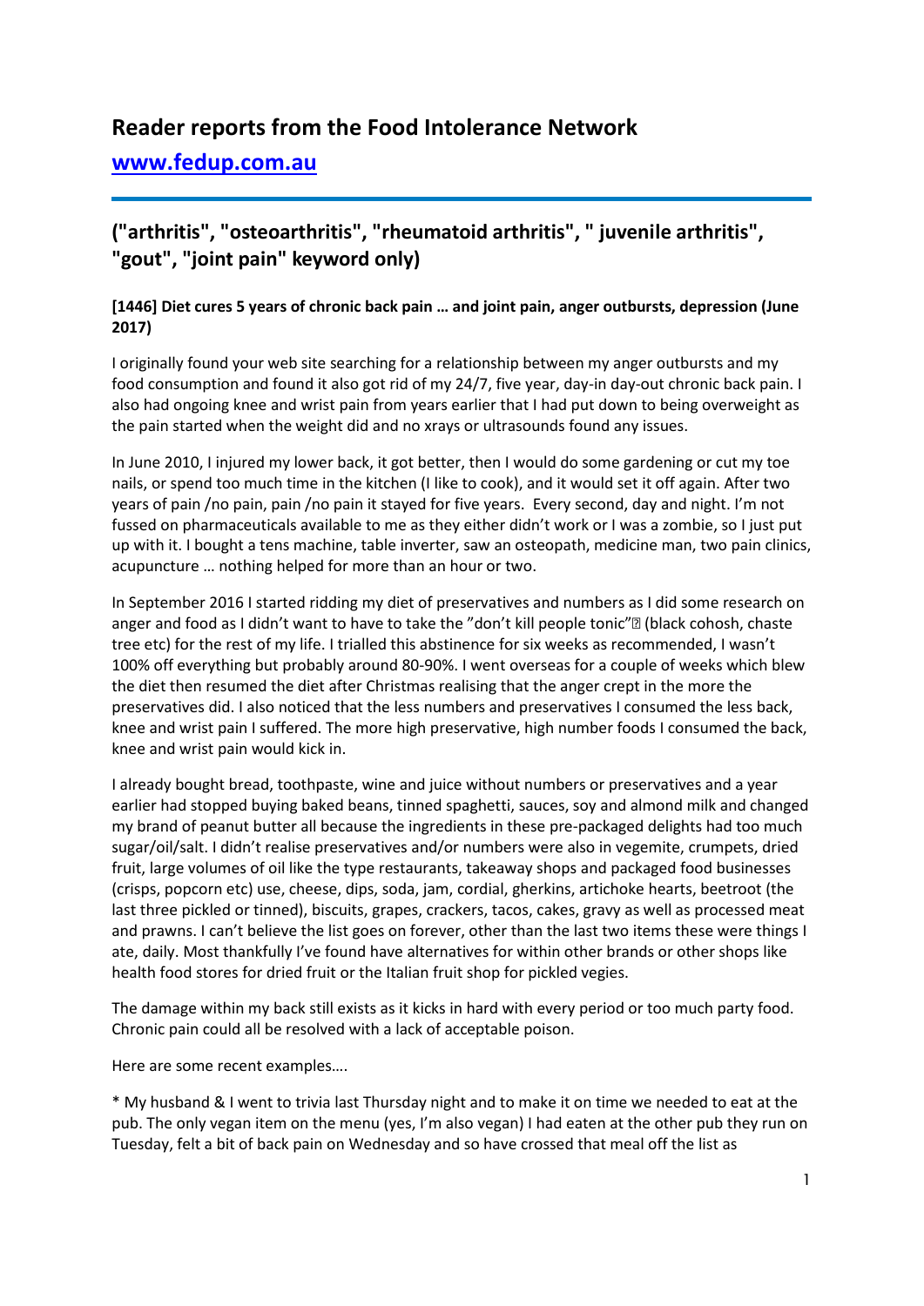# Reader reports from the Food Intolerance Network

## [www.fedup.com.au](http://www.fedup.com.au)

## ("arthritis", "osteoarthritis", "rheumatoid arthritis", " juvenile arthritis", "gout", "joint pain" keyword only)

### [1446] Diet cures 5 years of chronic back pain … and joint pain, anger outbursts, depression (June 2017)

I originally found your web site searching for a relationship between my anger outbursts and my food consumption and found it also got rid of my 24/7, five year, day-in day-out chronic back pain. I also had ongoing knee and wrist pain from years earlier that I had put down to being overweight as the pain started when the weight did and no xrays or ultrasounds found any issues.

In June 2010, I injured my lower back, it got better, then I would do some gardening or cut my toe nails, or spend too much time in the kitchen (I like to cook), and it would set it off again. After two years of pain /no pain, pain /no pain it stayed for five years. Every second, day and night. I'm not fussed on pharmaceuticals available to me as they either didn't work or I was a zombie, so I just put up with it. I bought a tens machine, table inverter, saw an osteopath, medicine man, two pain clinics, acupuncture … nothing helped for more than an hour or two.

In September 2016 I started ridding my diet of preservatives and numbers as I did some research on anger and food as I didn't want to have to take the "don't kill people tonic"� (black cohosh, chaste tree etc) for the rest of my life. I trialled this abstinence for six weeks as recommended, I wasn't 100% off everything but probably around 80-90%. I went overseas for a couple of weeks which blew the diet then resumed the diet after Christmas realising that the anger crept in the more the preservatives did. I also noticed that the less numbers and preservatives I consumed the less back, knee and wrist pain I suffered. The more high preservative, high number foods I consumed the back, knee and wrist pain would kick in.

I already bought bread, toothpaste, wine and juice without numbers or preservatives and a year earlier had stopped buying baked beans, tinned spaghetti, sauces, soy and almond milk and changed my brand of peanut butter all because the ingredients in these pre-packaged delights had too much sugar/oil/salt. I didn't realise preservatives and/or numbers were also in vegemite, crumpets, dried fruit, large volumes of oil like the type restaurants, takeaway shops and packaged food businesses (crisps, popcorn etc) use, cheese, dips, soda, jam, cordial, gherkins, artichoke hearts, beetroot (the last three pickled or tinned), biscuits, grapes, crackers, tacos, cakes, gravy as well as processed meat and prawns. I can't believe the list goes on forever, other than the last two items these were things I ate, daily. Most thankfully I've found have alternatives for within other brands or other shops like health food stores for dried fruit or the Italian fruit shop for pickled vegies.

The damage within my back still exists as it kicks in hard with every period or too much party food. Chronic pain could all be resolved with a lack of acceptable poison.

Here are some recent examples….

* My husband & I went to trivia last Thursday night and to make it on time we needed to eat at the pub. The only vegan item on the menu (yes, I'm also vegan) I had eaten at the other pub they run on Tuesday, felt a bit of back pain on Wednesday and so have crossed that meal off the list as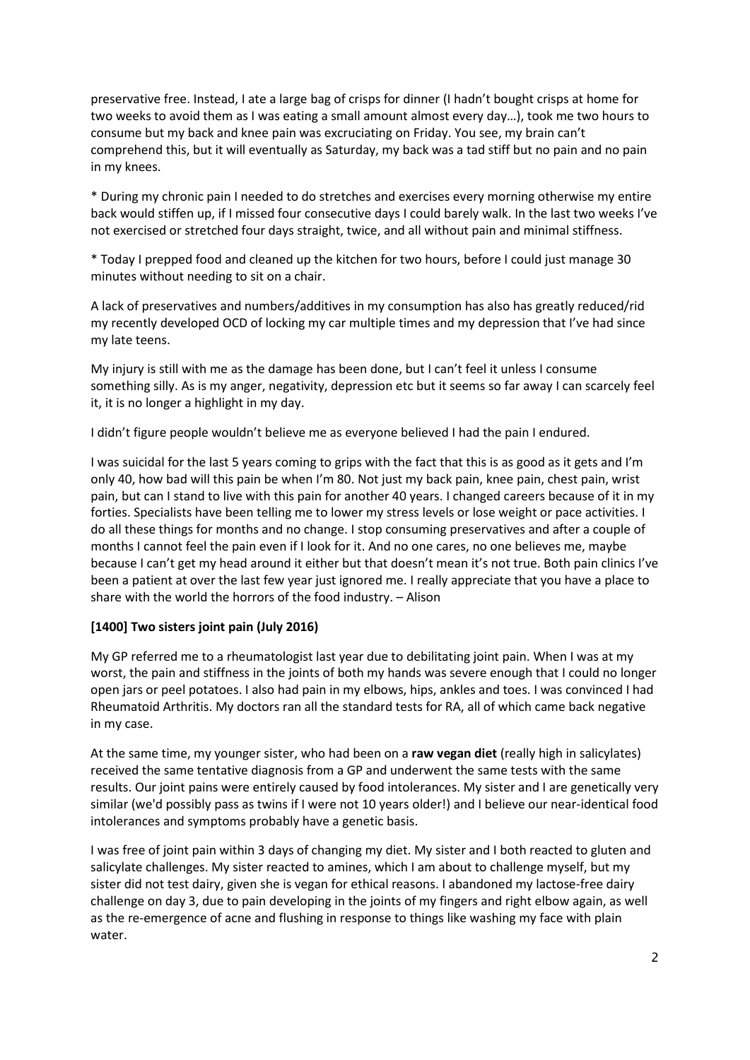preservative free. Instead, I ate a large bag of crisps for dinner (I hadn't bought crisps at home for two weeks to avoid them as I was eating a small amount almost every day…), took me two hours to consume but my back and knee pain was excruciating on Friday. You see, my brain can't comprehend this, but it will eventually as Saturday, my back was a tad stiff but no pain and no pain in my knees.

* During my chronic pain I needed to do stretches and exercises every morning otherwise my entire back would stiffen up, if I missed four consecutive days I could barely walk. In the last two weeks I've not exercised or stretched four days straight, twice, and all without pain and minimal stiffness.

* Today I prepped food and cleaned up the kitchen for two hours, before I could just manage 30 minutes without needing to sit on a chair.

A lack of preservatives and numbers/additives in my consumption has also has greatly reduced/rid my recently developed OCD of locking my car multiple times and my depression that I've had since my late teens.

My injury is still with me as the damage has been done, but I can't feel it unless I consume something silly. As is my anger, negativity, depression etc but it seems so far away I can scarcely feel it, it is no longer a highlight in my day.

I didn't figure people wouldn't believe me as everyone believed I had the pain I endured.

I was suicidal for the last 5 years coming to grips with the fact that this is as good as it gets and I'm only 40, how bad will this pain be when I'm 80. Not just my back pain, knee pain, chest pain, wrist pain, but can I stand to live with this pain for another 40 years. I changed careers because of it in my forties. Specialists have been telling me to lower my stress levels or lose weight or pace activities. I do all these things for months and no change. I stop consuming preservatives and after a couple of months I cannot feel the pain even if I look for it. And no one cares, no one believes me, maybe because I can't get my head around it either but that doesn't mean it's not true. Both pain clinics I've been a patient at over the last few year just ignored me. I really appreciate that you have a place to share with the world the horrors of the food industry. – Alison

**[1400] Two sisters joint pain (July 2016)**

My GP referred me to a rheumatologist last year due to debilitating joint pain. When I was at my worst, the pain and stiffness in the joints of both my hands was severe enough that I could no longer open jars or peel potatoes. I also had pain in my elbows, hips, ankles and toes. I was convinced I had Rheumatoid Arthritis. My doctors ran all the standard tests for RA, all of which came back negative in my case.

At the same time, my younger sister, who had been on a **raw vegan diet** (really high in salicylates) received the same tentative diagnosis from a GP and underwent the same tests with the same results. Our joint pains were entirely caused by food intolerances. My sister and I are genetically very similar (we'd possibly pass as twins if I were not 10 years older!) and I believe our near-identical food intolerances and symptoms probably have a genetic basis.

I was free of joint pain within 3 days of changing my diet. My sister and I both reacted to gluten and salicylate challenges. My sister reacted to amines, which I am about to challenge myself, but my sister did not test dairy, given she is vegan for ethical reasons. I abandoned my lactose-free dairy challenge on day 3, due to pain developing in the joints of my fingers and right elbow again, as well as the re-emergence of acne and flushing in response to things like washing my face with plain water.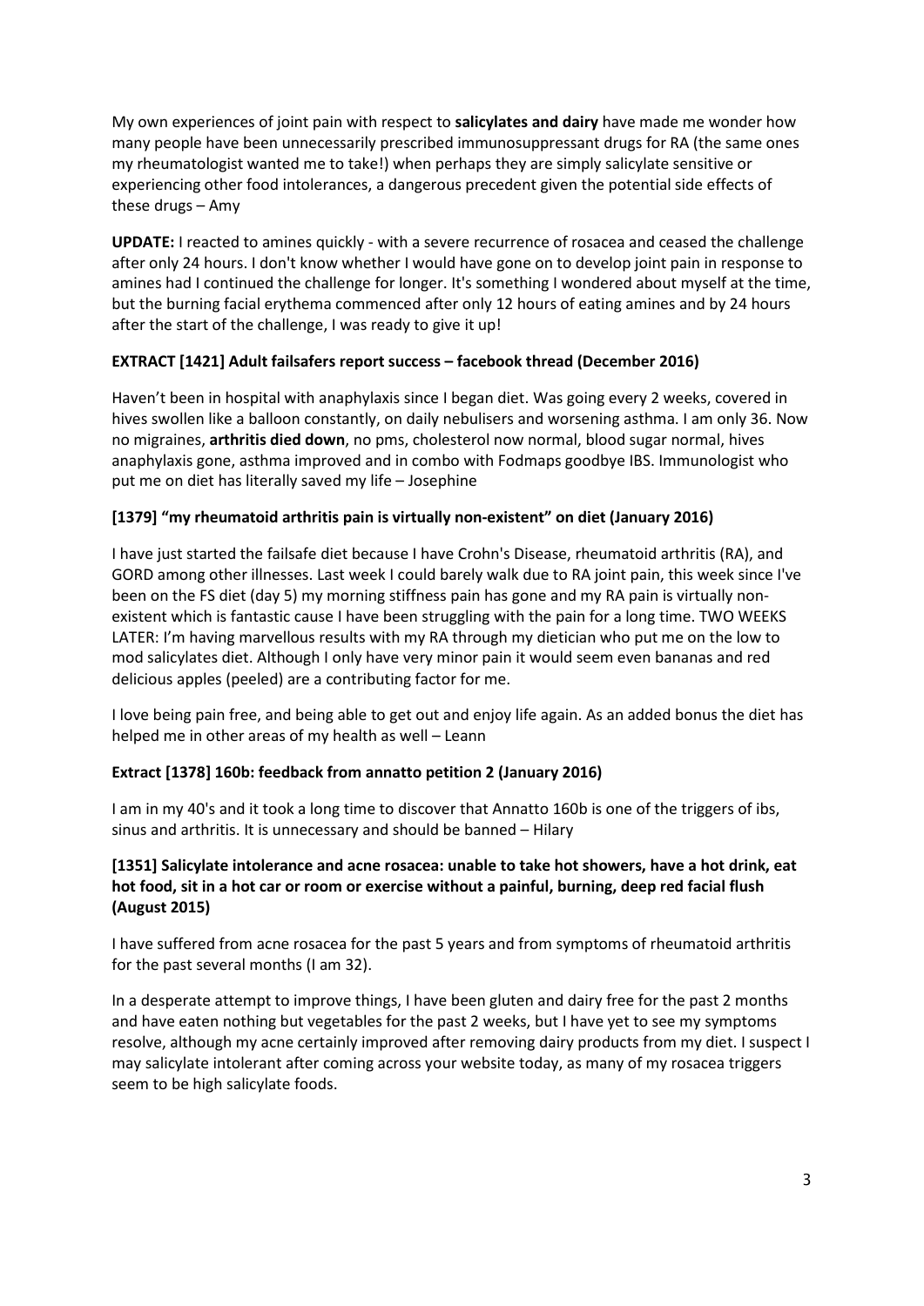My own experiences of joint pain with respect to **salicylates and dairy** have made me wonder how many people have been unnecessarily prescribed immunosuppressant drugs for RA (the same ones my rheumatologist wanted me to take!) when perhaps they are simply salicylate sensitive or experiencing other food intolerances, a dangerous precedent given the potential side effects of these drugs – Amy

**UPDATE:** I reacted to amines quickly - with a severe recurrence of rosacea and ceased the challenge after only 24 hours. I don't know whether I would have gone on to develop joint pain in response to amines had I continued the challenge for longer. It's something I wondered about myself at the time, but the burning facial erythema commenced after only 12 hours of eating amines and by 24 hours after the start of the challenge, I was ready to give it up!

**EXTRACT [1421] Adult failsafers report success – facebook thread (December 2016)**

Haven't been in hospital with anaphylaxis since I began diet. Was going every 2 weeks, covered in hives swollen like a balloon constantly, on daily nebulisers and worsening asthma. I am only 36. Now no migraines, **arthritis died down**, no pms, cholesterol now normal, blood sugar normal, hives anaphylaxis gone, asthma improved and in combo with Fodmaps goodbye IBS. Immunologist who put me on diet has literally saved my life – Josephine

**[1379] "my rheumatoid arthritis pain is virtually non-existent" on diet (January 2016)**

I have just started the failsafe diet because I have Crohn's Disease, rheumatoid arthritis (RA), and GORD among other illnesses. Last week I could barely walk due to RA joint pain, this week since I've been on the FS diet (day 5) my morning stiffness pain has gone and my RA pain is virtually non-existent which is fantastic cause I have been struggling with the pain for a long time. TWO WEEKS LATER: I'm having marvellous results with my RA through my dietician who put me on the low to mod salicylates diet. Although I only have very minor pain it would seem even bananas and red delicious apples (peeled) are a contributing factor for me.

I love being pain free, and being able to get out and enjoy life again. As an added bonus the diet has helped me in other areas of my health as well – Leann

**Extract [1378] 160b: feedback from annatto petition 2 (January 2016)**

I am in my 40's and it took a long time to discover that Annatto 160b is one of the triggers of ibs, sinus and arthritis. It is unnecessary and should be banned – Hilary

**[1351] Salicylate intolerance and acne rosacea: unable to take hot showers, have a hot drink, eat hot food, sit in a hot car or room or exercise without a painful, burning, deep red facial flush (August 2015)**

I have suffered from acne rosacea for the past 5 years and from symptoms of rheumatoid arthritis for the past several months (I am 32).

In a desperate attempt to improve things, I have been gluten and dairy free for the past 2 months and have eaten nothing but vegetables for the past 2 weeks, but I have yet to see my symptoms resolve, although my acne certainly improved after removing dairy products from my diet. I suspect I may salicylate intolerant after coming across your website today, as many of my rosacea triggers seem to be high salicylate foods.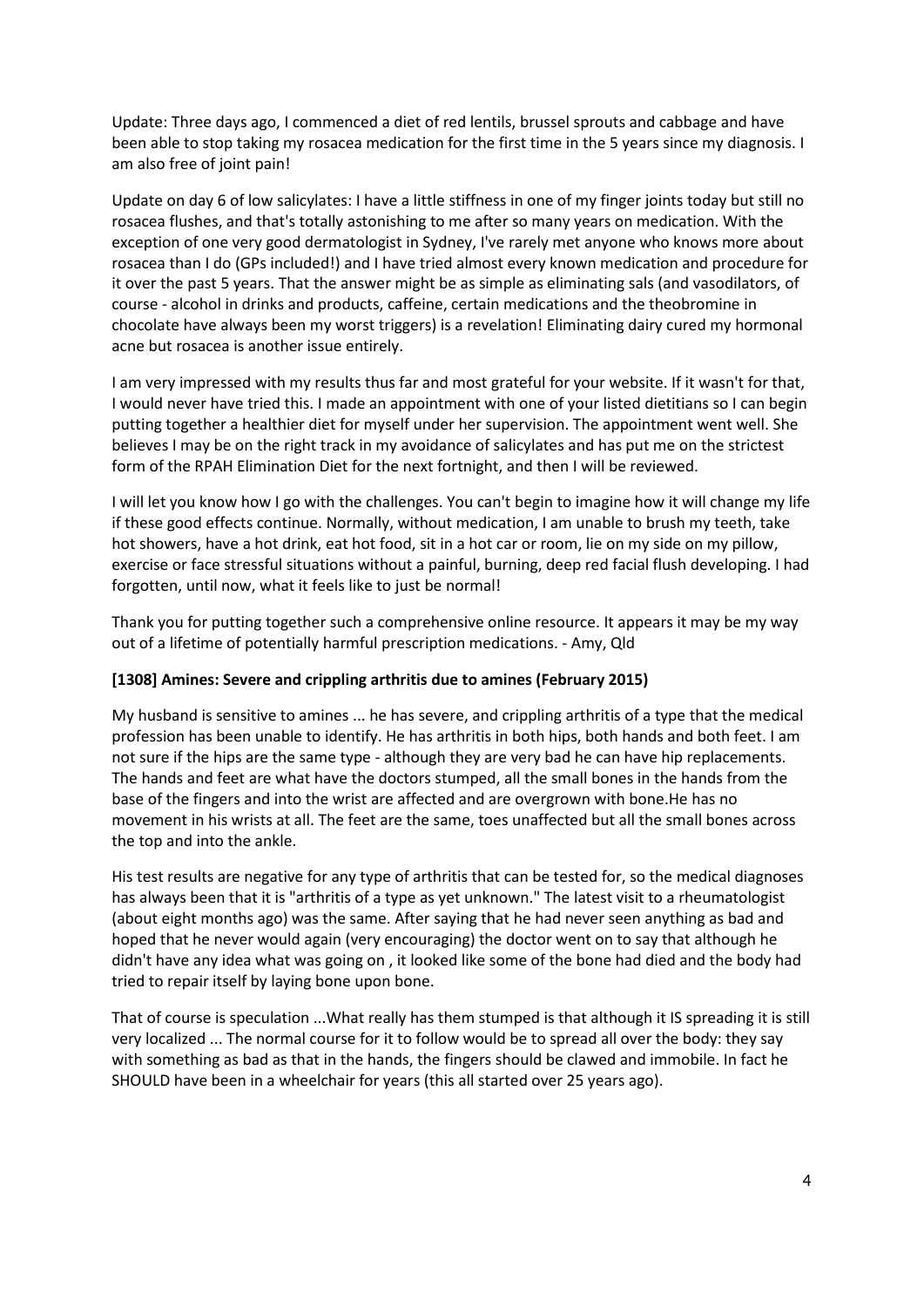Update: Three days ago, I commenced a diet of red lentils, brussel sprouts and cabbage and have been able to stop taking my rosacea medication for the first time in the 5 years since my diagnosis. I am also free of joint pain!

Update on day 6 of low salicylates: I have a little stiffness in one of my finger joints today but still no rosacea flushes, and that's totally astonishing to me after so many years on medication. With the exception of one very good dermatologist in Sydney, I've rarely met anyone who knows more about rosacea than I do (GPs included!) and I have tried almost every known medication and procedure for it over the past 5 years. That the answer might be as simple as eliminating sals (and vasodilators, of course - alcohol in drinks and products, caffeine, certain medications and the theobromine in chocolate have always been my worst triggers) is a revelation! Eliminating dairy cured my hormonal acne but rosacea is another issue entirely.

I am very impressed with my results thus far and most grateful for your website. If it wasn't for that, I would never have tried this. I made an appointment with one of your listed dietitians so I can begin putting together a healthier diet for myself under her supervision. The appointment went well. She believes I may be on the right track in my avoidance of salicylates and has put me on the strictest form of the RPAH Elimination Diet for the next fortnight, and then I will be reviewed.

I will let you know how I go with the challenges. You can't begin to imagine how it will change my life if these good effects continue. Normally, without medication, I am unable to brush my teeth, take hot showers, have a hot drink, eat hot food, sit in a hot car or room, lie on my side on my pillow, exercise or face stressful situations without a painful, burning, deep red facial flush developing. I had forgotten, until now, what it feels like to just be normal!

Thank you for putting together such a comprehensive online resource. It appears it may be my way out of a lifetime of potentially harmful prescription medications. - Amy, Qld

**[1308] Amines: Severe and crippling arthritis due to amines (February 2015)**

My husband is sensitive to amines ... he has severe, and crippling arthritis of a type that the medical profession has been unable to identify. He has arthritis in both hips, both hands and both feet. I am not sure if the hips are the same type - although they are very bad he can have hip replacements. The hands and feet are what have the doctors stumped, all the small bones in the hands from the base of the fingers and into the wrist are affected and are overgrown with bone.He has no movement in his wrists at all. The feet are the same, toes unaffected but all the small bones across the top and into the ankle.

His test results are negative for any type of arthritis that can be tested for, so the medical diagnoses has always been that it is "arthritis of a type as yet unknown." The latest visit to a rheumatologist (about eight months ago) was the same. After saying that he had never seen anything as bad and hoped that he never would again (very encouraging) the doctor went on to say that although he didn't have any idea what was going on , it looked like some of the bone had died and the body had tried to repair itself by laying bone upon bone.

That of course is speculation ...What really has them stumped is that although it IS spreading it is still very localized ... The normal course for it to follow would be to spread all over the body: they say with something as bad as that in the hands, the fingers should be clawed and immobile. In fact he SHOULD have been in a wheelchair for years (this all started over 25 years ago).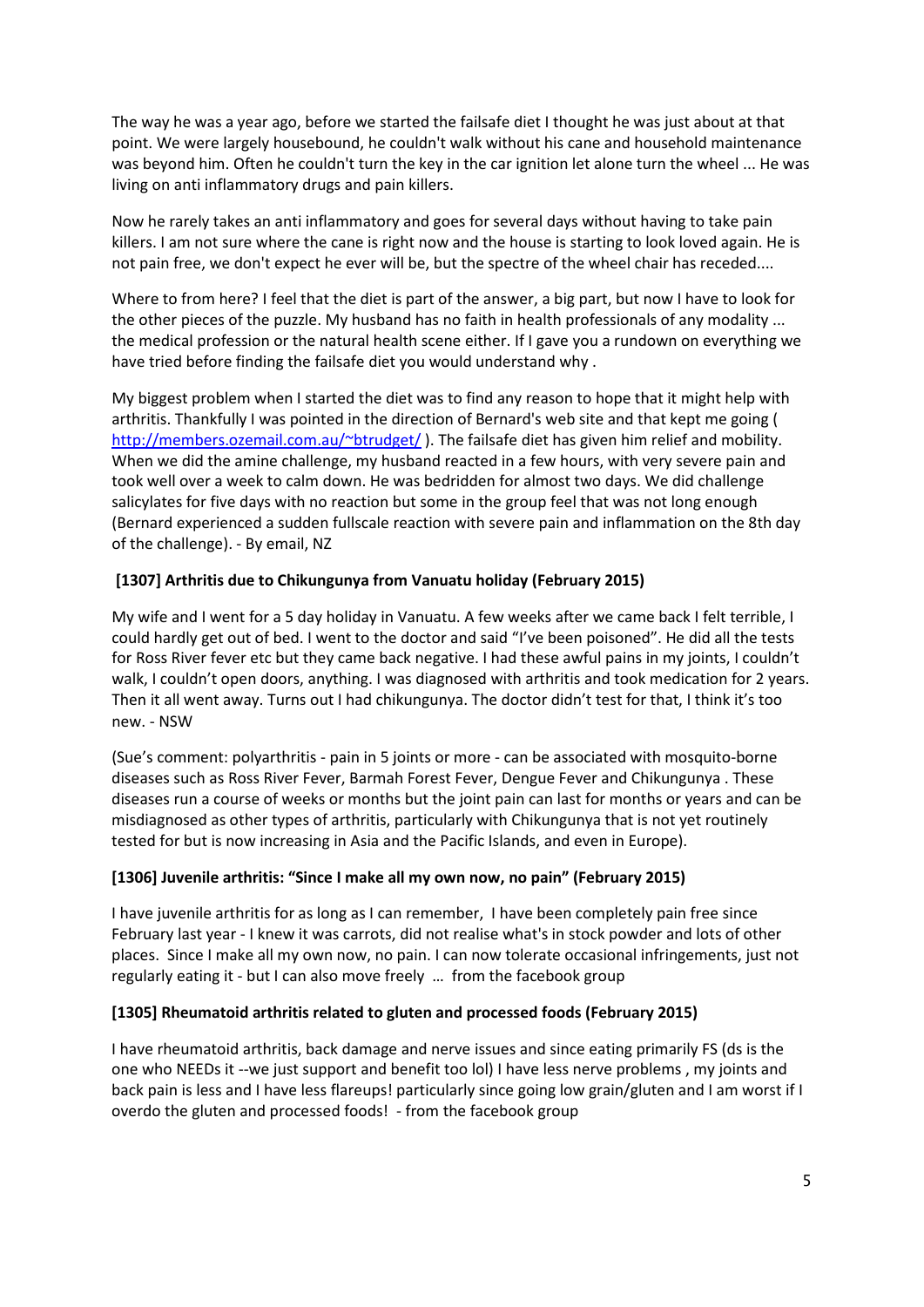The way he was a year ago, before we started the failsafe diet I thought he was just about at that point. We were largely housebound, he couldn't walk without his cane and household maintenance was beyond him. Often he couldn't turn the key in the car ignition let alone turn the wheel ... He was living on anti inflammatory drugs and pain killers.

Now he rarely takes an anti inflammatory and goes for several days without having to take pain killers. I am not sure where the cane is right now and the house is starting to look loved again. He is not pain free, we don't expect he ever will be, but the spectre of the wheel chair has receded....

Where to from here? I feel that the diet is part of the answer, a big part, but now I have to look for the other pieces of the puzzle. My husband has no faith in health professionals of any modality ... the medical profession or the natural health scene either. If I gave you a rundown on everything we have tried before finding the failsafe diet you would understand why .

My biggest problem when I started the diet was to find any reason to hope that it might help with arthritis. Thankfully I was pointed in the direction of Bernard's web site and that kept me going ( http://members.ozemail.com.au/~btrudget/ ). The failsafe diet has given him relief and mobility. When we did the amine challenge, my husband reacted in a few hours, with very severe pain and took well over a week to calm down. He was bedridden for almost two days. We did challenge salicylates for five days with no reaction but some in the group feel that was not long enough (Bernard experienced a sudden fullscale reaction with severe pain and inflammation on the 8th day of the challenge). - By email, NZ

**[1307] Arthritis due to Chikungunya from Vanuatu holiday (February 2015)**

My wife and I went for a 5 day holiday in Vanuatu. A few weeks after we came back I felt terrible, I could hardly get out of bed. I went to the doctor and said "I've been poisoned". He did all the tests for Ross River fever etc but they came back negative. I had these awful pains in my joints, I couldn't walk, I couldn't open doors, anything. I was diagnosed with arthritis and took medication for 2 years. Then it all went away. Turns out I had chikungunya. The doctor didn't test for that, I think it's too new. - NSW

(Sue's comment: polyarthritis - pain in 5 joints or more - can be associated with mosquito-borne diseases such as Ross River Fever, Barmah Forest Fever, Dengue Fever and Chikungunya . These diseases run a course of weeks or months but the joint pain can last for months or years and can be misdiagnosed as other types of arthritis, particularly with Chikungunya that is not yet routinely tested for but is now increasing in Asia and the Pacific Islands, and even in Europe).

**[1306] Juvenile arthritis: "Since I make all my own now, no pain" (February 2015)**

I have juvenile arthritis for as long as I can remember, I have been completely pain free since February last year - I knew it was carrots, did not realise what's in stock powder and lots of other places. Since I make all my own now, no pain. I can now tolerate occasional infringements, just not regularly eating it - but I can also move freely … from the facebook group

**[1305] Rheumatoid arthritis related to gluten and processed foods (February 2015)**

I have rheumatoid arthritis, back damage and nerve issues and since eating primarily FS (ds is the one who NEEDs it --we just support and benefit too lol) I have less nerve problems , my joints and back pain is less and I have less flareups! particularly since going low grain/gluten and I am worst if I overdo the gluten and processed foods! - from the facebook group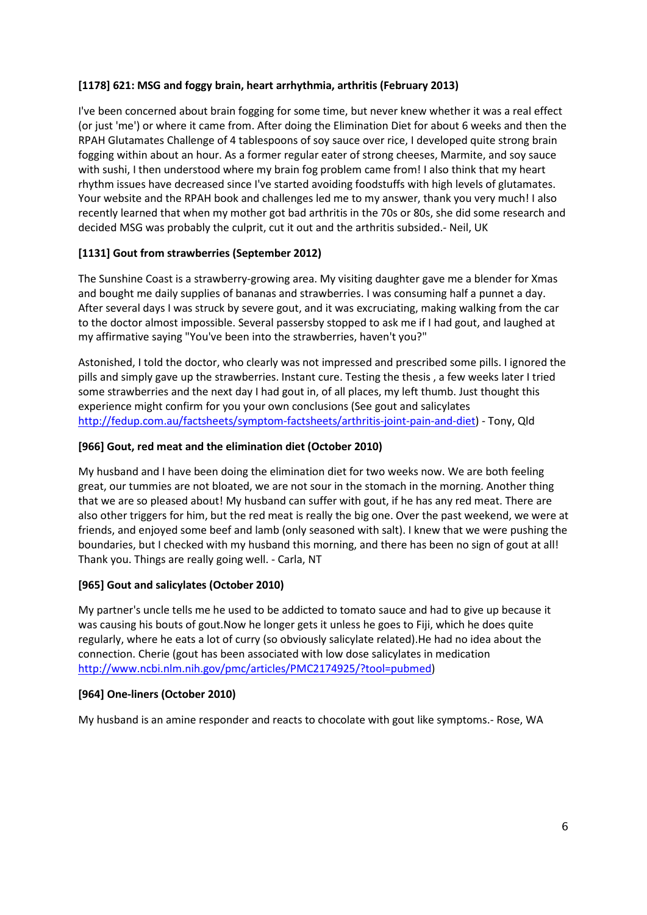**[1178] 621: MSG and foggy brain, heart arrhythmia, arthritis (February 2013)**

I've been concerned about brain fogging for some time, but never knew whether it was a real effect (or just 'me') or where it came from. After doing the Elimination Diet for about 6 weeks and then the RPAH Glutamates Challenge of 4 tablespoons of soy sauce over rice, I developed quite strong brain fogging within about an hour. As a former regular eater of strong cheeses, Marmite, and soy sauce with sushi, I then understood where my brain fog problem came from! I also think that my heart rhythm issues have decreased since I've started avoiding foodstuffs with high levels of glutamates. Your website and the RPAH book and challenges led me to my answer, thank you very much! I also recently learned that when my mother got bad arthritis in the 70s or 80s, she did some research and decided MSG was probably the culprit, cut it out and the arthritis subsided.- Neil, UK

**[1131] Gout from strawberries (September 2012)**

The Sunshine Coast is a strawberry-growing area. My visiting daughter gave me a blender for Xmas and bought me daily supplies of bananas and strawberries. I was consuming half a punnet a day. After several days I was struck by severe gout, and it was excruciating, making walking from the car to the doctor almost impossible. Several passersby stopped to ask me if I had gout, and laughed at my affirmative saying "You've been into the strawberries, haven't you?"

Astonished, I told the doctor, who clearly was not impressed and prescribed some pills. I ignored the pills and simply gave up the strawberries. Instant cure. Testing the thesis , a few weeks later I tried some strawberries and the next day I had gout in, of all places, my left thumb. Just thought this experience might confirm for you your own conclusions (See gout and salicylates http://fedup.com.au/factsheets/symptom-factsheets/arthritis-joint-pain-and-diet) - Tony, Qld

**[966] Gout, red meat and the elimination diet (October 2010)**

My husband and I have been doing the elimination diet for two weeks now. We are both feeling great, our tummies are not bloated, we are not sour in the stomach in the morning. Another thing that we are so pleased about! My husband can suffer with gout, if he has any red meat. There are also other triggers for him, but the red meat is really the big one. Over the past weekend, we were at friends, and enjoyed some beef and lamb (only seasoned with salt). I knew that we were pushing the boundaries, but I checked with my husband this morning, and there has been no sign of gout at all! Thank you. Things are really going well. - Carla, NT

**[965] Gout and salicylates (October 2010)**

My partner's uncle tells me he used to be addicted to tomato sauce and had to give up because it was causing his bouts of gout.Now he longer gets it unless he goes to Fiji, which he does quite regularly, where he eats a lot of curry (so obviously salicylate related).He had no idea about the connection. Cherie (gout has been associated with low dose salicylates in medication http://www.ncbi.nlm.nih.gov/pmc/articles/PMC2174925/?tool=pubmed)

**[964] One-liners (October 2010)**

My husband is an amine responder and reacts to chocolate with gout like symptoms.- Rose, WA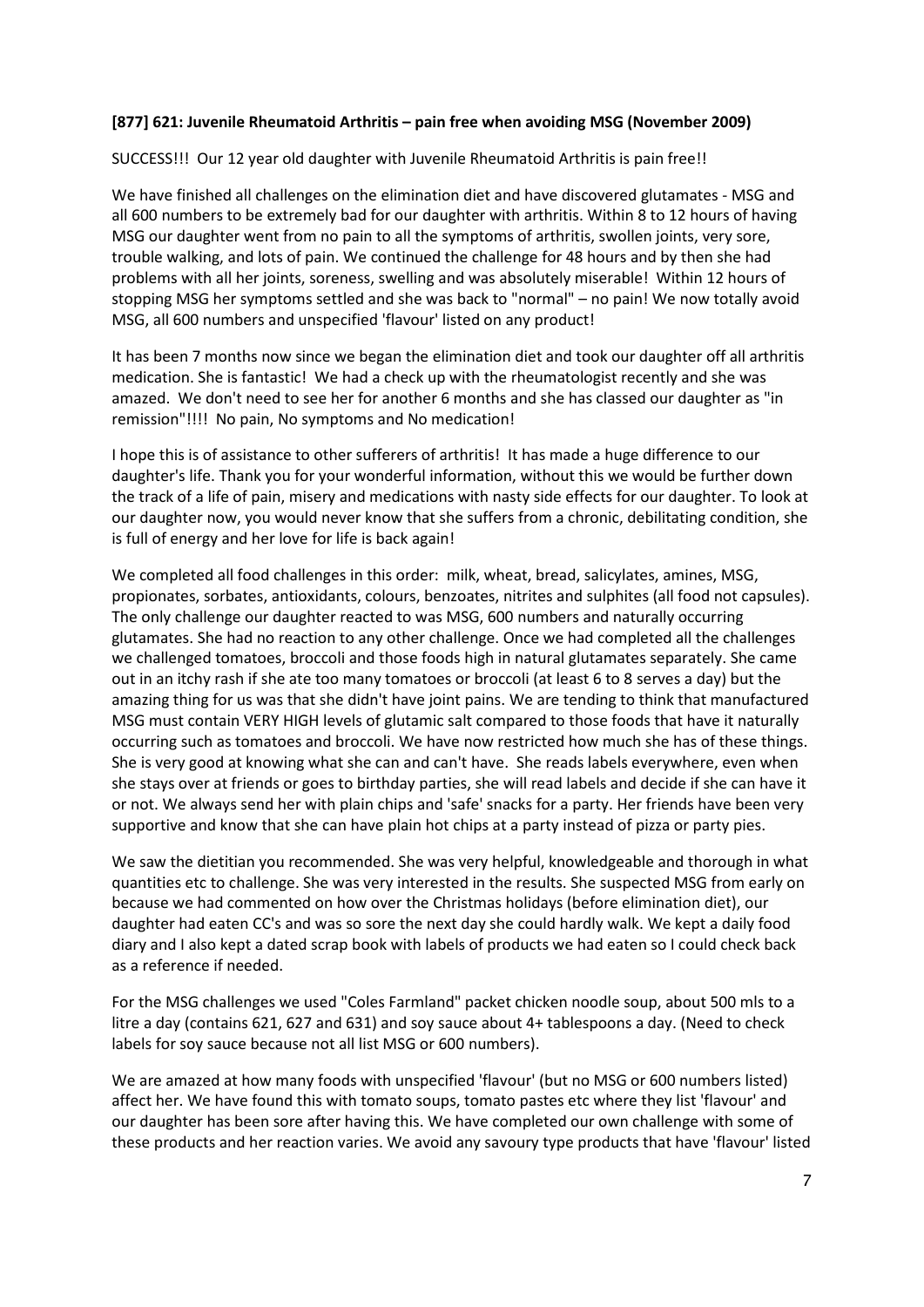**[877] 621: Juvenile Rheumatoid Arthritis – pain free when avoiding MSG (November 2009)**

SUCCESS!!! Our 12 year old daughter with Juvenile Rheumatoid Arthritis is pain free!!

We have finished all challenges on the elimination diet and have discovered glutamates - MSG and all 600 numbers to be extremely bad for our daughter with arthritis. Within 8 to 12 hours of having MSG our daughter went from no pain to all the symptoms of arthritis, swollen joints, very sore, trouble walking, and lots of pain. We continued the challenge for 48 hours and by then she had problems with all her joints, soreness, swelling and was absolutely miserable! Within 12 hours of stopping MSG her symptoms settled and she was back to "normal" – no pain! We now totally avoid MSG, all 600 numbers and unspecified 'flavour' listed on any product!

It has been 7 months now since we began the elimination diet and took our daughter off all arthritis medication. She is fantastic! We had a check up with the rheumatologist recently and she was amazed. We don't need to see her for another 6 months and she has classed our daughter as "in remission"!!!! No pain, No symptoms and No medication!

I hope this is of assistance to other sufferers of arthritis! It has made a huge difference to our daughter's life. Thank you for your wonderful information, without this we would be further down the track of a life of pain, misery and medications with nasty side effects for our daughter. To look at our daughter now, you would never know that she suffers from a chronic, debilitating condition, she is full of energy and her love for life is back again!

We completed all food challenges in this order: milk, wheat, bread, salicylates, amines, MSG, propionates, sorbates, antioxidants, colours, benzoates, nitrites and sulphites (all food not capsules). The only challenge our daughter reacted to was MSG, 600 numbers and naturally occurring glutamates. She had no reaction to any other challenge. Once we had completed all the challenges we challenged tomatoes, broccoli and those foods high in natural glutamates separately. She came out in an itchy rash if she ate too many tomatoes or broccoli (at least 6 to 8 serves a day) but the amazing thing for us was that she didn't have joint pains. We are tending to think that manufactured MSG must contain VERY HIGH levels of glutamic salt compared to those foods that have it naturally occurring such as tomatoes and broccoli. We have now restricted how much she has of these things. She is very good at knowing what she can and can't have. She reads labels everywhere, even when she stays over at friends or goes to birthday parties, she will read labels and decide if she can have it or not. We always send her with plain chips and 'safe' snacks for a party. Her friends have been very supportive and know that she can have plain hot chips at a party instead of pizza or party pies.

We saw the dietitian you recommended. She was very helpful, knowledgeable and thorough in what quantities etc to challenge. She was very interested in the results. She suspected MSG from early on because we had commented on how over the Christmas holidays (before elimination diet), our daughter had eaten CC's and was so sore the next day she could hardly walk. We kept a daily food diary and I also kept a dated scrap book with labels of products we had eaten so I could check back as a reference if needed.

For the MSG challenges we used "Coles Farmland" packet chicken noodle soup, about 500 mls to a litre a day (contains 621, 627 and 631) and soy sauce about 4+ tablespoons a day. (Need to check labels for soy sauce because not all list MSG or 600 numbers).

We are amazed at how many foods with unspecified 'flavour' (but no MSG or 600 numbers listed) affect her. We have found this with tomato soups, tomato pastes etc where they list 'flavour' and our daughter has been sore after having this. We have completed our own challenge with some of these products and her reaction varies. We avoid any savoury type products that have 'flavour' listed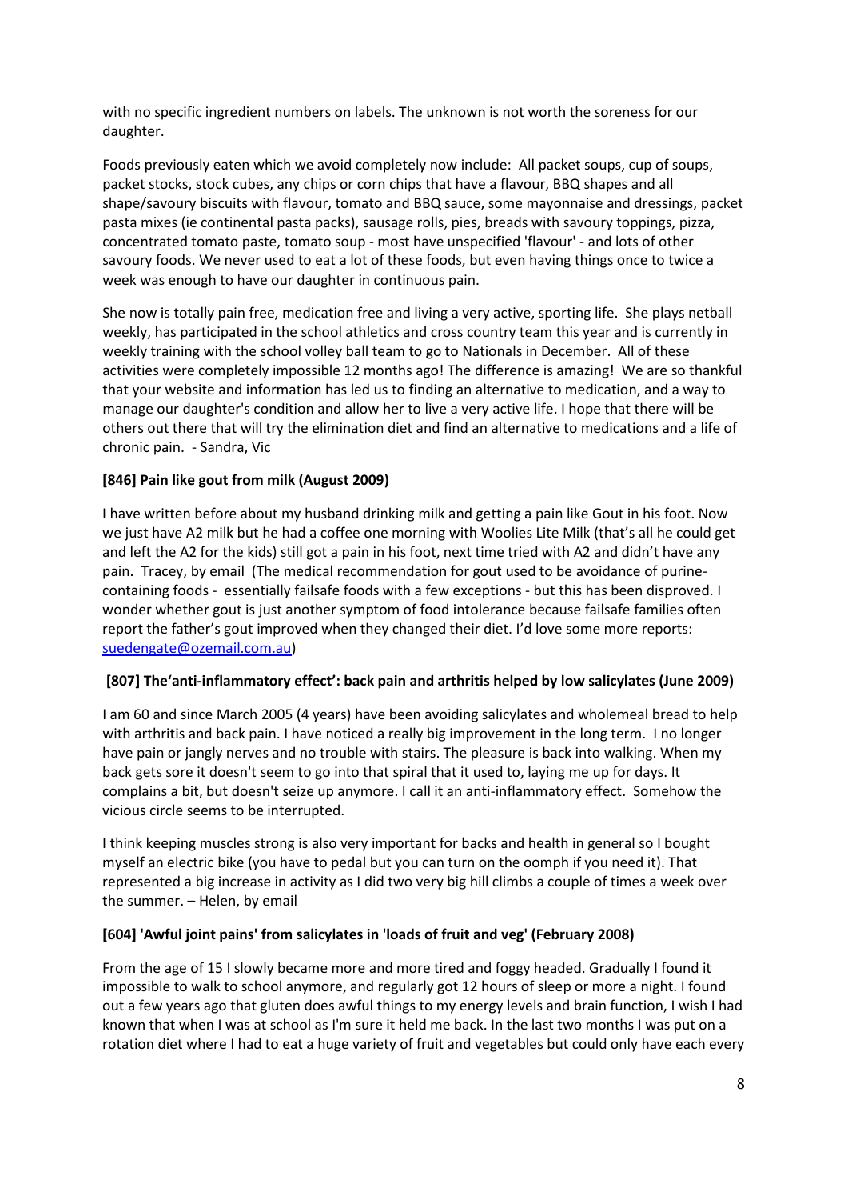with no specific ingredient numbers on labels. The unknown is not worth the soreness for our daughter.

Foods previously eaten which we avoid completely now include: All packet soups, cup of soups, packet stocks, stock cubes, any chips or corn chips that have a flavour, BBQ shapes and all shape/savoury biscuits with flavour, tomato and BBQ sauce, some mayonnaise and dressings, packet pasta mixes (ie continental pasta packs), sausage rolls, pies, breads with savoury toppings, pizza, concentrated tomato paste, tomato soup - most have unspecified 'flavour' - and lots of other savoury foods. We never used to eat a lot of these foods, but even having things once to twice a week was enough to have our daughter in continuous pain.

She now is totally pain free, medication free and living a very active, sporting life. She plays netball weekly, has participated in the school athletics and cross country team this year and is currently in weekly training with the school volley ball team to go to Nationals in December. All of these activities were completely impossible 12 months ago! The difference is amazing! We are so thankful that your website and information has led us to finding an alternative to medication, and a way to manage our daughter's condition and allow her to live a very active life. I hope that there will be others out there that will try the elimination diet and find an alternative to medications and a life of chronic pain. - Sandra, Vic

**[846] Pain like gout from milk (August 2009)**

I have written before about my husband drinking milk and getting a pain like Gout in his foot. Now we just have A2 milk but he had a coffee one morning with Woolies Lite Milk (that's all he could get and left the A2 for the kids) still got a pain in his foot, next time tried with A2 and didn't have any pain. Tracey, by email (The medical recommendation for gout used to be avoidance of purine-containing foods - essentially failsafe foods with a few exceptions - but this has been disproved. I wonder whether gout is just another symptom of food intolerance because failsafe families often report the father's gout improved when they changed their diet. I'd love some more reports: suedengate@ozemail.com.au)

**[807] The'anti-inflammatory effect': back pain and arthritis helped by low salicylates (June 2009)**

I am 60 and since March 2005 (4 years) have been avoiding salicylates and wholemeal bread to help with arthritis and back pain. I have noticed a really big improvement in the long term. I no longer have pain or jangly nerves and no trouble with stairs. The pleasure is back into walking. When my back gets sore it doesn't seem to go into that spiral that it used to, laying me up for days. It complains a bit, but doesn't seize up anymore. I call it an anti-inflammatory effect. Somehow the vicious circle seems to be interrupted.

I think keeping muscles strong is also very important for backs and health in general so I bought myself an electric bike (you have to pedal but you can turn on the oomph if you need it). That represented a big increase in activity as I did two very big hill climbs a couple of times a week over the summer. – Helen, by email

**[604] 'Awful joint pains' from salicylates in 'loads of fruit and veg' (February 2008)**

From the age of 15 I slowly became more and more tired and foggy headed. Gradually I found it impossible to walk to school anymore, and regularly got 12 hours of sleep or more a night. I found out a few years ago that gluten does awful things to my energy levels and brain function, I wish I had known that when I was at school as I'm sure it held me back. In the last two months I was put on a rotation diet where I had to eat a huge variety of fruit and vegetables but could only have each every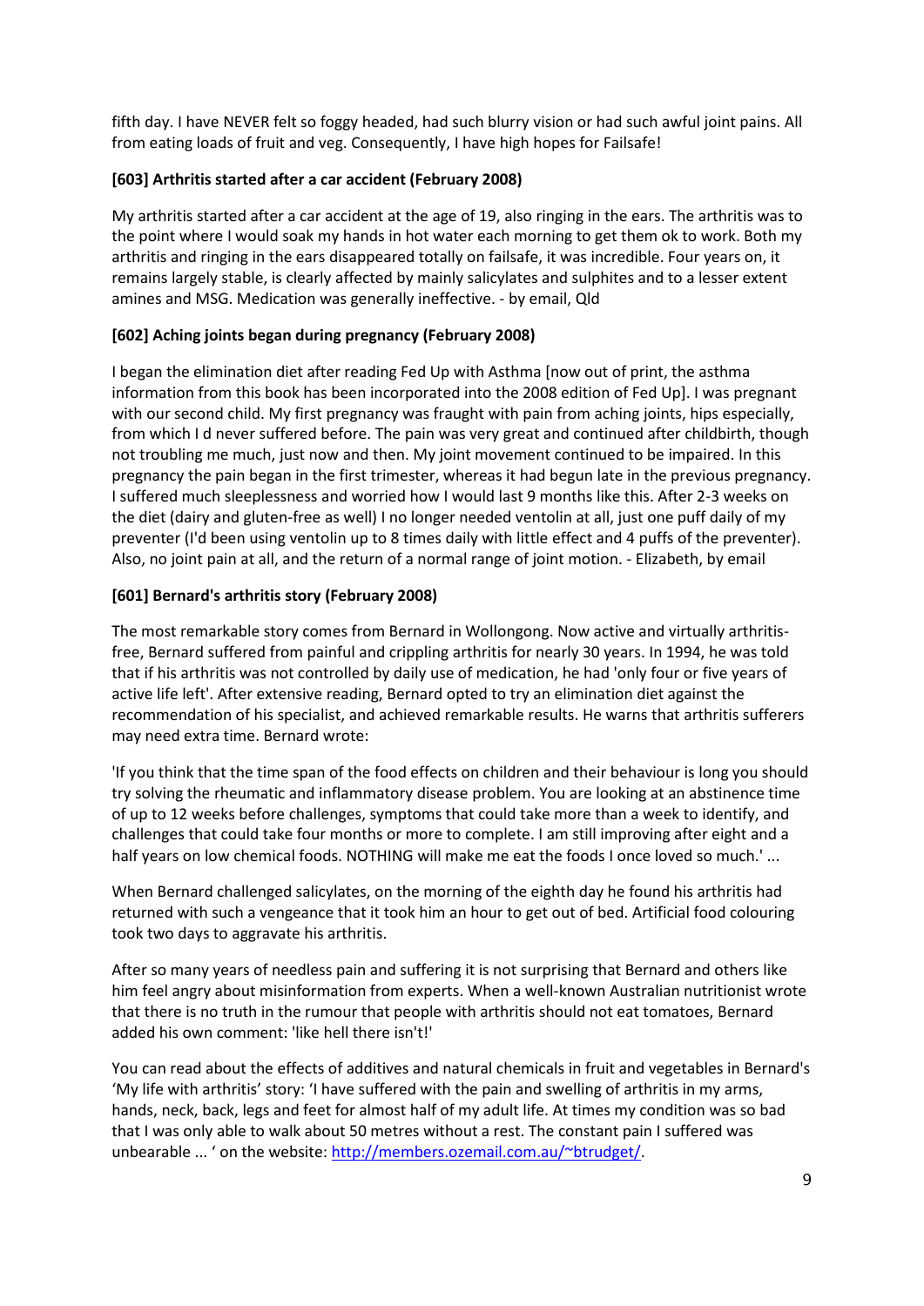fifth day. I have NEVER felt so foggy headed, had such blurry vision or had such awful joint pains. All from eating loads of fruit and veg. Consequently, I have high hopes for Failsafe!

**[603] Arthritis started after a car accident (February 2008)**

My arthritis started after a car accident at the age of 19, also ringing in the ears. The arthritis was to the point where I would soak my hands in hot water each morning to get them ok to work. Both my arthritis and ringing in the ears disappeared totally on failsafe, it was incredible. Four years on, it remains largely stable, is clearly affected by mainly salicylates and sulphites and to a lesser extent amines and MSG. Medication was generally ineffective. - by email, Qld

**[602] Aching joints began during pregnancy (February 2008)**

I began the elimination diet after reading Fed Up with Asthma [now out of print, the asthma information from this book has been incorporated into the 2008 edition of Fed Up]. I was pregnant with our second child. My first pregnancy was fraught with pain from aching joints, hips especially, from which I d never suffered before. The pain was very great and continued after childbirth, though not troubling me much, just now and then. My joint movement continued to be impaired. In this pregnancy the pain began in the first trimester, whereas it had begun late in the previous pregnancy. I suffered much sleeplessness and worried how I would last 9 months like this. After 2-3 weeks on the diet (dairy and gluten-free as well) I no longer needed ventolin at all, just one puff daily of my preventer (I'd been using ventolin up to 8 times daily with little effect and 4 puffs of the preventer). Also, no joint pain at all, and the return of a normal range of joint motion. - Elizabeth, by email

**[601] Bernard's arthritis story (February 2008)**

The most remarkable story comes from Bernard in Wollongong. Now active and virtually arthritis-free, Bernard suffered from painful and crippling arthritis for nearly 30 years. In 1994, he was told that if his arthritis was not controlled by daily use of medication, he had 'only four or five years of active life left'. After extensive reading, Bernard opted to try an elimination diet against the recommendation of his specialist, and achieved remarkable results. He warns that arthritis sufferers may need extra time. Bernard wrote:

'If you think that the time span of the food effects on children and their behaviour is long you should try solving the rheumatic and inflammatory disease problem. You are looking at an abstinence time of up to 12 weeks before challenges, symptoms that could take more than a week to identify, and challenges that could take four months or more to complete. I am still improving after eight and a half years on low chemical foods. NOTHING will make me eat the foods I once loved so much.' ...

When Bernard challenged salicylates, on the morning of the eighth day he found his arthritis had returned with such a vengeance that it took him an hour to get out of bed. Artificial food colouring took two days to aggravate his arthritis.

After so many years of needless pain and suffering it is not surprising that Bernard and others like him feel angry about misinformation from experts. When a well-known Australian nutritionist wrote that there is no truth in the rumour that people with arthritis should not eat tomatoes, Bernard added his own comment: 'like hell there isn't!'

You can read about the effects of additives and natural chemicals in fruit and vegetables in Bernard's 'My life with arthritis' story: 'I have suffered with the pain and swelling of arthritis in my arms, hands, neck, back, legs and feet for almost half of my adult life. At times my condition was so bad that I was only able to walk about 50 metres without a rest. The constant pain I suffered was unbearable ... ' on the website: http://members.ozemail.com.au/~btrudget/.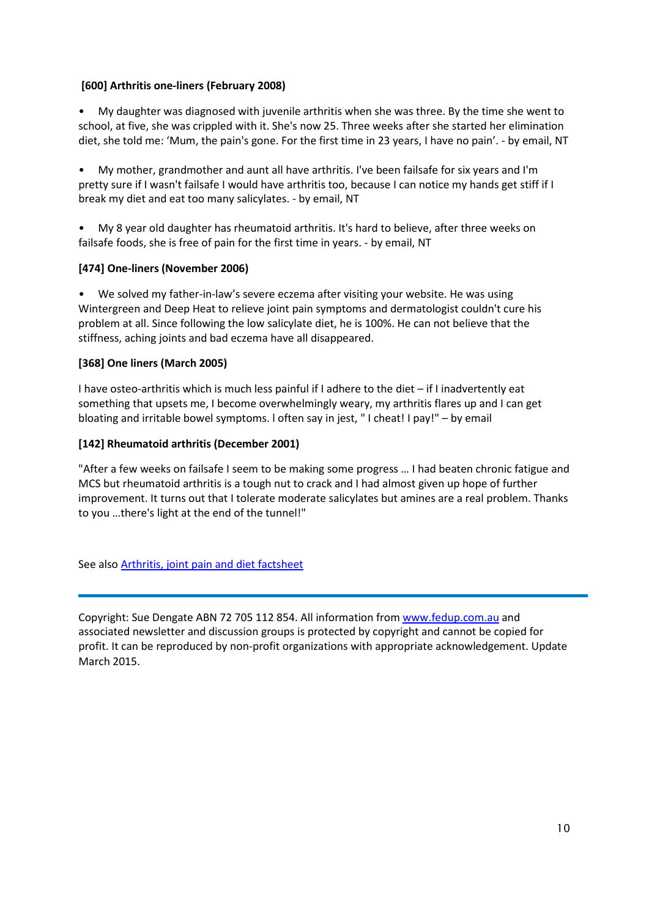**[600] Arthritis one-liners (February 2008)**

- My daughter was diagnosed with juvenile arthritis when she was three. By the time she went to school, at five, she was crippled with it. She's now 25. Three weeks after she started her elimination diet, she told me: 'Mum, the pain's gone. For the first time in 23 years, I have no pain'. - by email, NT

- My mother, grandmother and aunt all have arthritis. I've been failsafe for six years and I'm pretty sure if I wasn't failsafe I would have arthritis too, because I can notice my hands get stiff if I break my diet and eat too many salicylates. - by email, NT

- My 8 year old daughter has rheumatoid arthritis. It's hard to believe, after three weeks on failsafe foods, she is free of pain for the first time in years. - by email, NT

**[474] One-liners (November 2006)**

- We solved my father-in-law's severe eczema after visiting your website. He was using Wintergreen and Deep Heat to relieve joint pain symptoms and dermatologist couldn't cure his problem at all. Since following the low salicylate diet, he is 100%. He can not believe that the stiffness, aching joints and bad eczema have all disappeared.

**[368] One liners (March 2005)**

I have osteo-arthritis which is much less painful if I adhere to the diet – if I inadvertently eat something that upsets me, I become overwhelmingly weary, my arthritis flares up and I can get bloating and irritable bowel symptoms. I often say in jest, " I cheat! I pay!" – by email

**[142] Rheumatoid arthritis (December 2001)**

"After a few weeks on failsafe I seem to be making some progress … I had beaten chronic fatigue and MCS but rheumatoid arthritis is a tough nut to crack and I had almost given up hope of further improvement. It turns out that I tolerate moderate salicylates but amines are a real problem. Thanks to you …there's light at the end of the tunnel!"

See also [Arthritis, joint pain and diet factsheet]()

---

Copyright: Sue Dengate ABN 72 705 112 854. All information from [www.fedup.com.au](http://www.fedup.com.au) and associated newsletter and discussion groups is protected by copyright and cannot be copied for profit. It can be reproduced by non-profit organizations with appropriate acknowledgement. Update March 2015.